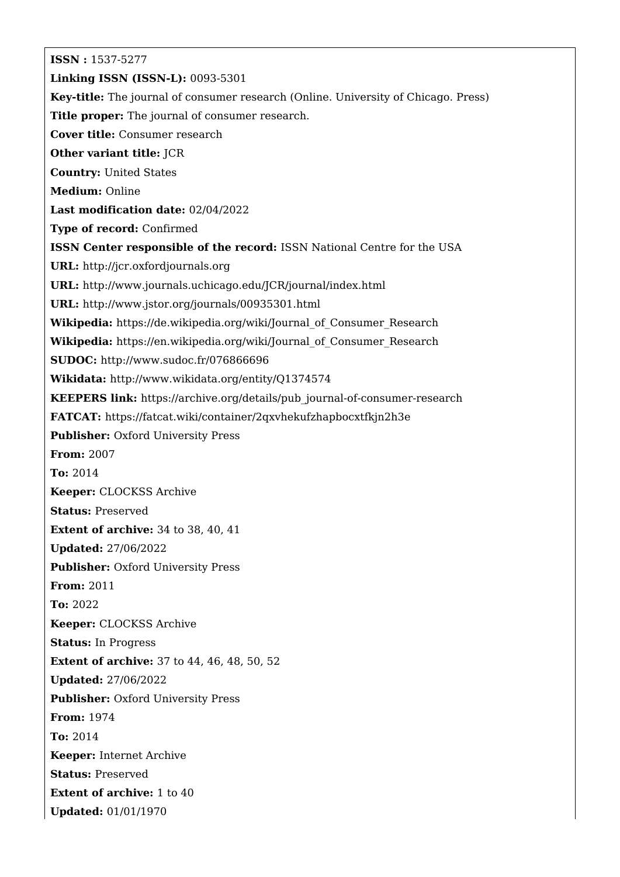**ISSN :** 1537-5277

**Linking ISSN (ISSN-L):** 0093-5301

**Key-title:** The journal of consumer research (Online. University of Chicago. Press)

**Title proper:** The journal of consumer research.

**Cover title:** Consumer research

**Other variant title:** JCR

**Country:** United States

**Medium:** Online

**Last modification date:** 02/04/2022

**Type of record:** Confirmed

**ISSN Center responsible of the record:** ISSN National Centre for the USA

**URL:** http://jcr.oxfordjournals.org

**URL:** http://www.journals.uchicago.edu/JCR/journal/index.html

**URL:** http://www.jstor.org/journals/00935301.html

**Wikipedia:** https://de.wikipedia.org/wiki/Journal_of_Consumer_Research

**Wikipedia:** https://en.wikipedia.org/wiki/Journal_of_Consumer_Research

**SUDOC:** http://www.sudoc.fr/076866696

**Wikidata:** http://www.wikidata.org/entity/Q1374574

**KEEPERS link:** https://archive.org/details/pub_journal-of-consumer-research

**FATCAT:** https://fatcat.wiki/container/2qxvhekufzhapbocxtfkjn2h3e

**Publisher:** Oxford University Press

**From:** 2007

**To:** 2014

**Keeper:** CLOCKSS Archive

**Status:** Preserved

**Extent of archive:** 34 to 38, 40, 41

**Updated:** 27/06/2022

**Publisher:** Oxford University Press

**From:** 2011

**To:** 2022

**Keeper:** CLOCKSS Archive

**Status:** In Progress

**Extent of archive:** 37 to 44, 46, 48, 50, 52

**Updated:** 27/06/2022

**Publisher:** Oxford University Press

**From:** 1974

**To:** 2014

**Keeper:** Internet Archive

**Status:** Preserved

**Extent of archive:** 1 to 40

**Updated:** 01/01/1970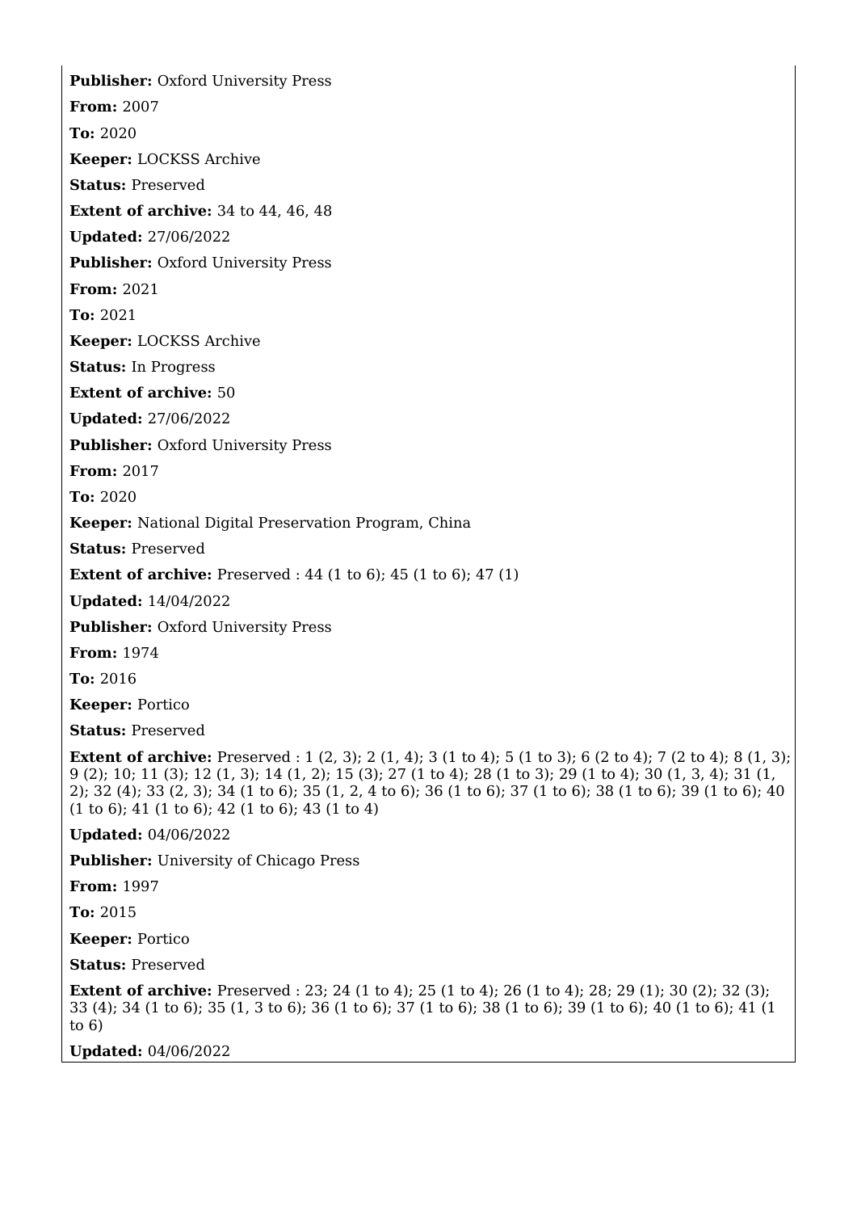**Publisher:** Oxford University Press

**From:** 2007

**To:** 2020

**Keeper:** LOCKSS Archive

**Status:** Preserved

**Extent of archive:** 34 to 44, 46, 48

**Updated:** 27/06/2022

**Publisher:** Oxford University Press

**From:** 2021

**To:** 2021

**Keeper:** LOCKSS Archive

**Status:** In Progress

**Extent of archive:** 50

**Updated:** 27/06/2022

**Publisher:** Oxford University Press

**From:** 2017

**To:** 2020

**Keeper:** National Digital Preservation Program, China

**Status:** Preserved

**Extent of archive:** Preserved : 44 (1 to 6); 45 (1 to 6); 47 (1)

**Updated:** 14/04/2022

**Publisher:** Oxford University Press

**From:** 1974

**To:** 2016

**Keeper:** Portico

**Status:** Preserved

**Extent of archive:** Preserved : 1 (2, 3); 2 (1, 4); 3 (1 to 4); 5 (1 to 3); 6 (2 to 4); 7 (2 to 4); 8 (1, 3); 9 (2); 10; 11 (3); 12 (1, 3); 14 (1, 2); 15 (3); 27 (1 to 4); 28 (1 to 3); 29 (1 to 4); 30 (1, 3, 4); 31 (1, 2); 32 (4); 33 (2, 3); 34 (1 to 6); 35 (1, 2, 4 to 6); 36 (1 to 6); 37 (1 to 6); 38 (1 to 6); 39 (1 to 6); 40 (1 to 6); 41 (1 to 6); 42 (1 to 6); 43 (1 to 4)

**Updated:** 04/06/2022

**Publisher:** University of Chicago Press

**From:** 1997

**To:** 2015

**Keeper:** Portico

**Status:** Preserved

**Extent of archive:** Preserved : 23; 24 (1 to 4); 25 (1 to 4); 26 (1 to 4); 28; 29 (1); 30 (2); 32 (3); 33 (4); 34 (1 to 6); 35 (1, 3 to 6); 36 (1 to 6); 37 (1 to 6); 38 (1 to 6); 39 (1 to 6); 40 (1 to 6); 41 (1 to 6)

**Updated:** 04/06/2022